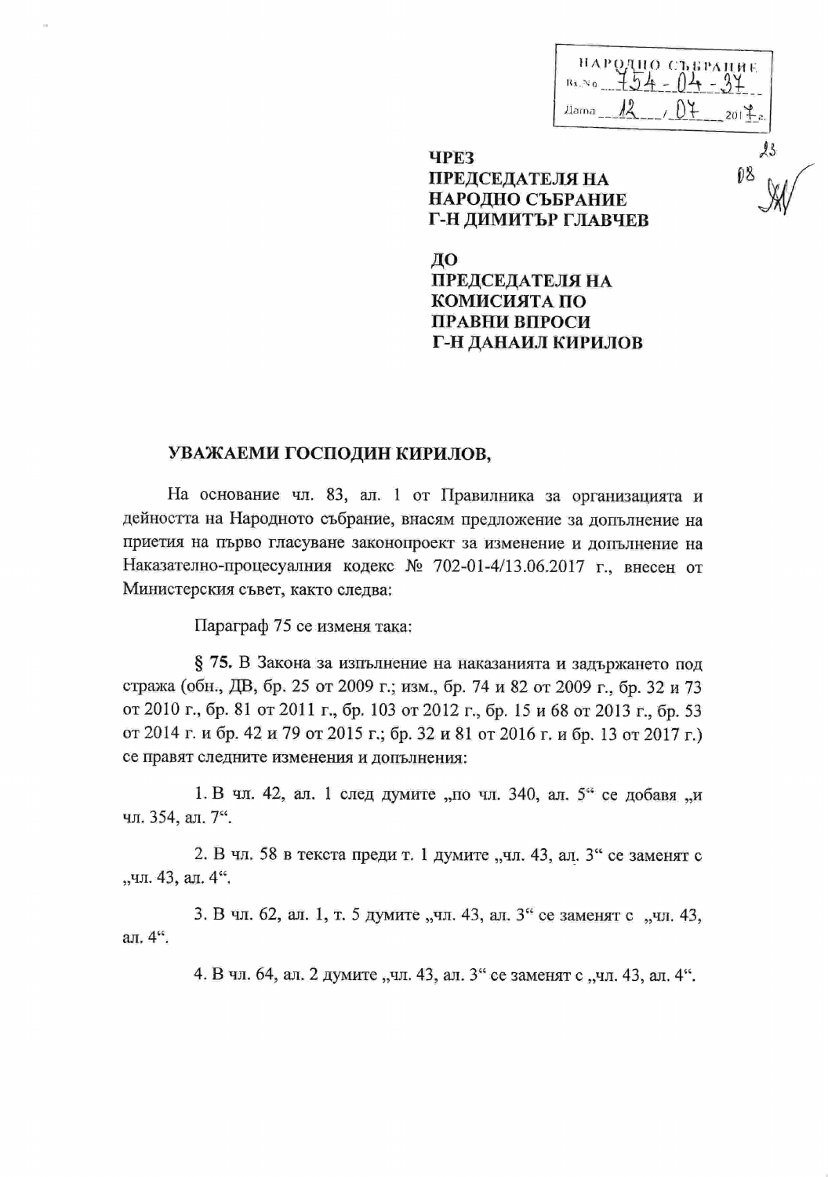НАРОДНО СЪБРАНИЕ
Вх. № 754-04-37
Дата 12 / 07 2017 г.

**ЧРЕЗ**
**ПРЕДСЕДАТЕЛЯ НА**
**НАРОДНО СЪБРАНИЕ**
**Г-Н ДИМИТЪР ГЛАВЧЕВ**

**ДО**
**ПРЕДСЕДАТЕЛЯ НА**
**КОМИСИЯТА ПО**
**ПРАВНИ ВПРОСИ**
**Г-Н ДАНАИЛ КИРИЛОВ**

**УВАЖАЕМИ ГОСПОДИН КИРИЛОВ,**

На основание чл. 83, ал. 1 от Правилника за организацията и дейността на Народното събрание, внасям предложение за допълнение на приетия на първо гласуване законопроект за изменение и допълнение на Наказателно-процесуалния кодекс № 702-01-4/13.06.2017 г., внесен от Министерския съвет, както следва:

Параграф 75 се изменя така:

**§ 75.** В Закона за изпълнение на наказанията и задържането под стража (обн., ДВ, бр. 25 от 2009 г.; изм., бр. 74 и 82 от 2009 г., бр. 32 и 73 от 2010 г., бр. 81 от 2011 г., бр. 103 от 2012 г., бр. 15 и 68 от 2013 г., бр. 53 от 2014 г. и бр. 42 и 79 от 2015 г.; бр. 32 и 81 от 2016 г. и бр. 13 от 2017 г.) се правят следните изменения и допълнения:

1. В чл. 42, ал. 1 след думите „по чл. 340, ал. 5“ се добавя „и чл. 354, ал. 7“.

2. В чл. 58 в текста преди т. 1 думите „чл. 43, ал. 3“ се заменят с „чл. 43, ал. 4“.

3. В чл. 62, ал. 1, т. 5 думите „чл. 43, ал. 3“ се заменят с „чл. 43, ал. 4“.

4. В чл. 64, ал. 2 думите „чл. 43, ал. 3“ се заменят с „чл. 43, ал. 4“.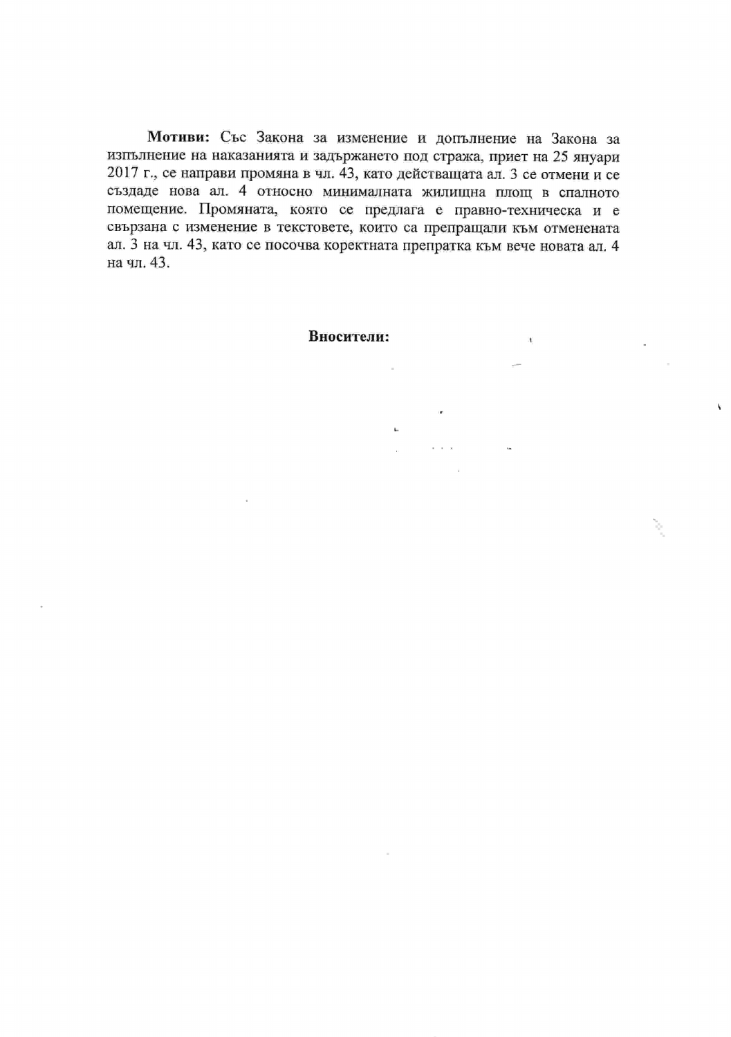**Мотиви:** Със Закона за изменение и допълнение на Закона за изпълнение на наказанията и задържането под стража, приет на 25 януари 2017 г., се направи промяна в чл. 43, като действащата ал. 3 се отмени и се създаде нова ал. 4 относно минималната жилищна площ в спалното помещение. Промяната, която се предлага е правно-техническа и е свързана с изменение в текстовете, които са препращали към отменената ал. 3 на чл. 43, като се посочва коректната препратка към вече новата ал. 4 на чл. 43.

**Вносители:**